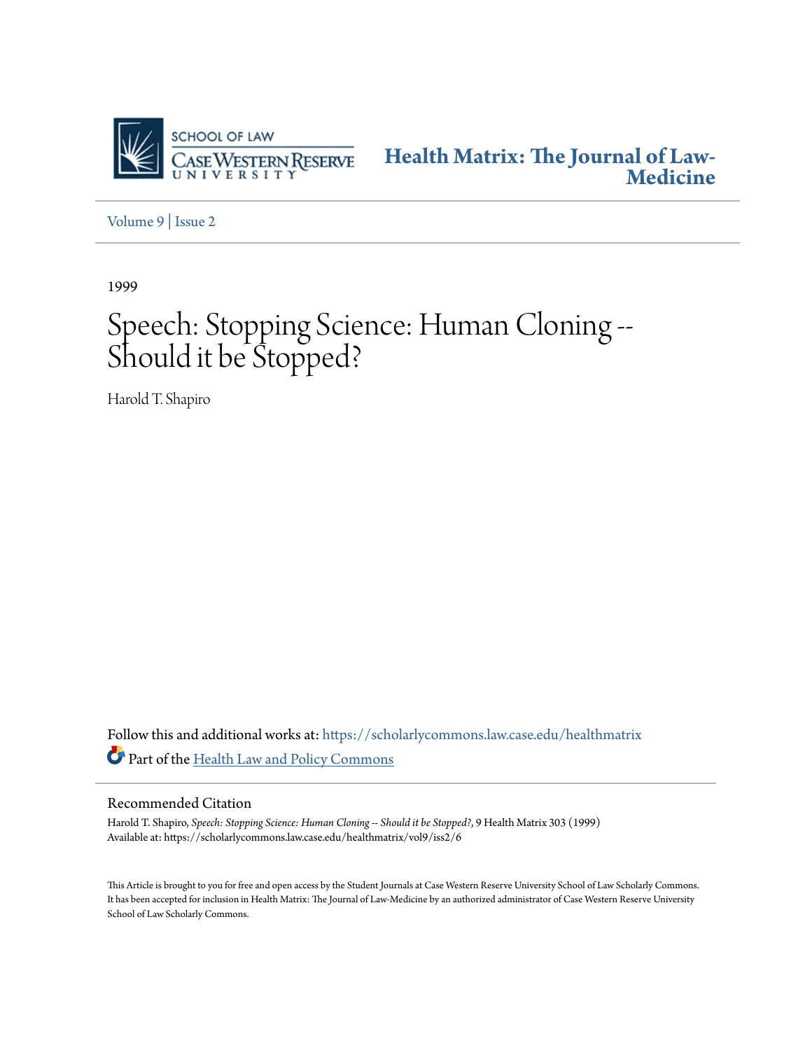SCHOOL OF LAW
CASE WESTERN RESERVE UNIVERSITY

**Health Matrix: The Journal of Law-Medicine**

Volume 9 | Issue 2

1999

# Speech: Stopping Science: Human Cloning -- Should it be Stopped?

Harold T. Shapiro

Follow this and additional works at: https://scholarlycommons.law.case.edu/healthmatrix

Part of the Health Law and Policy Commons

## Recommended Citation

Harold T. Shapiro, *Speech: Stopping Science: Human Cloning -- Should it be Stopped?*, 9 Health Matrix 303 (1999)
Available at: https://scholarlycommons.law.case.edu/healthmatrix/vol9/iss2/6

This Article is brought to you for free and open access by the Student Journals at Case Western Reserve University School of Law Scholarly Commons. It has been accepted for inclusion in Health Matrix: The Journal of Law-Medicine by an authorized administrator of Case Western Reserve University School of Law Scholarly Commons.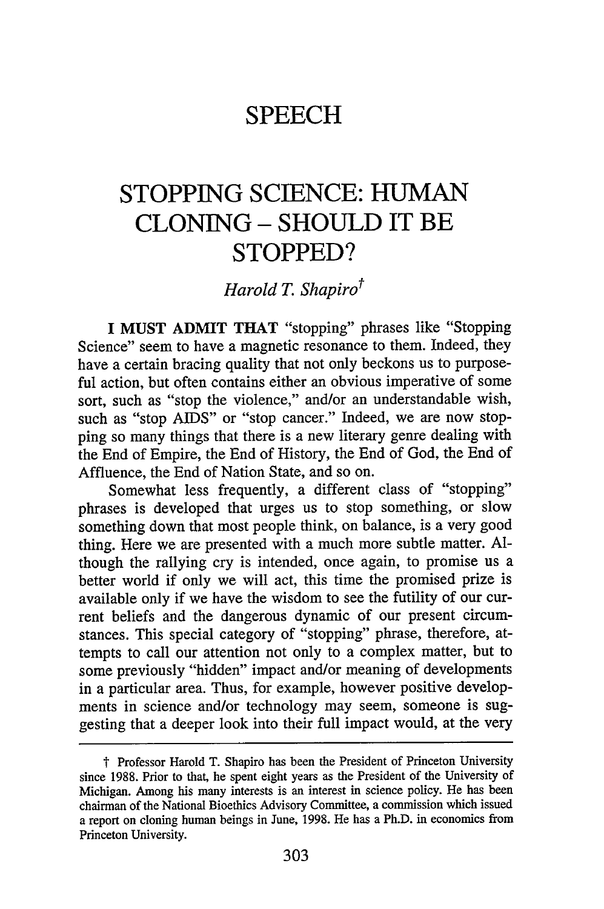# SPEECH

# STOPPING SCIENCE: HUMAN CLONING – SHOULD IT BE STOPPED?

*Harold T. Shapiro*†

**I MUST ADMIT THAT** "stopping" phrases like "Stopping Science" seem to have a magnetic resonance to them. Indeed, they have a certain bracing quality that not only beckons us to purposeful action, but often contains either an obvious imperative of some sort, such as "stop the violence," and/or an understandable wish, such as "stop AIDS" or "stop cancer." Indeed, we are now stopping so many things that there is a new literary genre dealing with the End of Empire, the End of History, the End of God, the End of Affluence, the End of Nation State, and so on.

Somewhat less frequently, a different class of "stopping" phrases is developed that urges us to stop something, or slow something down that most people think, on balance, is a very good thing. Here we are presented with a much more subtle matter. Although the rallying cry is intended, once again, to promise us a better world if only we will act, this time the promised prize is available only if we have the wisdom to see the futility of our current beliefs and the dangerous dynamic of our present circumstances. This special category of "stopping" phrase, therefore, attempts to call our attention not only to a complex matter, but to some previously "hidden" impact and/or meaning of developments in a particular area. Thus, for example, however positive developments in science and/or technology may seem, someone is suggesting that a deeper look into their full impact would, at the very

---

† Professor Harold T. Shapiro has been the President of Princeton University since 1988. Prior to that, he spent eight years as the President of the University of Michigan. Among his many interests is an interest in science policy. He has been chairman of the National Bioethics Advisory Committee, a commission which issued a report on cloning human beings in June, 1998. He has a Ph.D. in economics from Princeton University.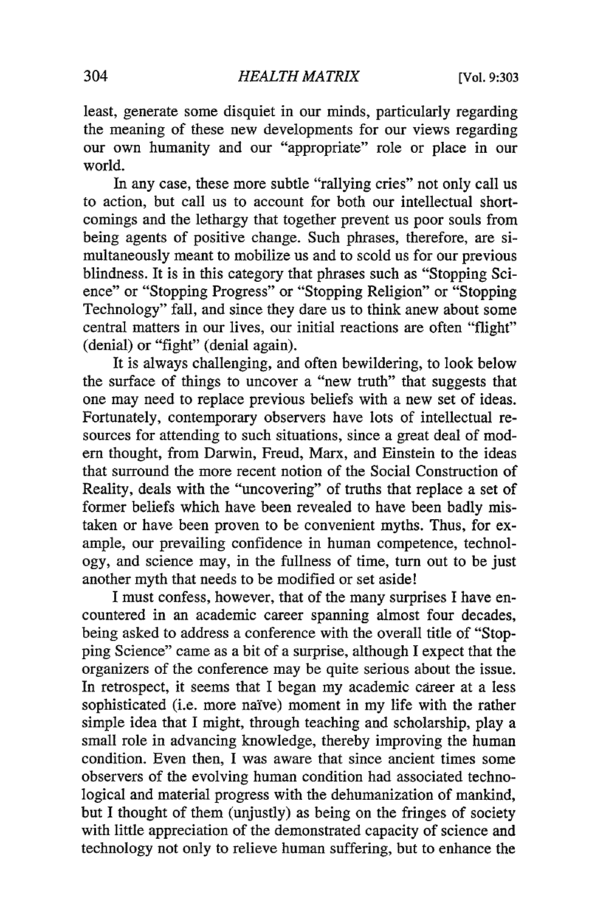least, generate some disquiet in our minds, particularly regarding the meaning of these new developments for our views regarding our own humanity and our "appropriate" role or place in our world.

In any case, these more subtle "rallying cries" not only call us to action, but call us to account for both our intellectual shortcomings and the lethargy that together prevent us poor souls from being agents of positive change. Such phrases, therefore, are simultaneously meant to mobilize us and to scold us for our previous blindness. It is in this category that phrases such as "Stopping Science" or "Stopping Progress" or "Stopping Religion" or "Stopping Technology" fall, and since they dare us to think anew about some central matters in our lives, our initial reactions are often "flight" (denial) or "fight" (denial again).

It is always challenging, and often bewildering, to look below the surface of things to uncover a "new truth" that suggests that one may need to replace previous beliefs with a new set of ideas. Fortunately, contemporary observers have lots of intellectual resources for attending to such situations, since a great deal of modern thought, from Darwin, Freud, Marx, and Einstein to the ideas that surround the more recent notion of the Social Construction of Reality, deals with the "uncovering" of truths that replace a set of former beliefs which have been revealed to have been badly mistaken or have been proven to be convenient myths. Thus, for example, our prevailing confidence in human competence, technology, and science may, in the fullness of time, turn out to be just another myth that needs to be modified or set aside!

I must confess, however, that of the many surprises I have encountered in an academic career spanning almost four decades, being asked to address a conference with the overall title of "Stopping Science" came as a bit of a surprise, although I expect that the organizers of the conference may be quite serious about the issue. In retrospect, it seems that I began my academic career at a less sophisticated (i.e. more naïve) moment in my life with the rather simple idea that I might, through teaching and scholarship, play a small role in advancing knowledge, thereby improving the human condition. Even then, I was aware that since ancient times some observers of the evolving human condition had associated technological and material progress with the dehumanization of mankind, but I thought of them (unjustly) as being on the fringes of society with little appreciation of the demonstrated capacity of science and technology not only to relieve human suffering, but to enhance the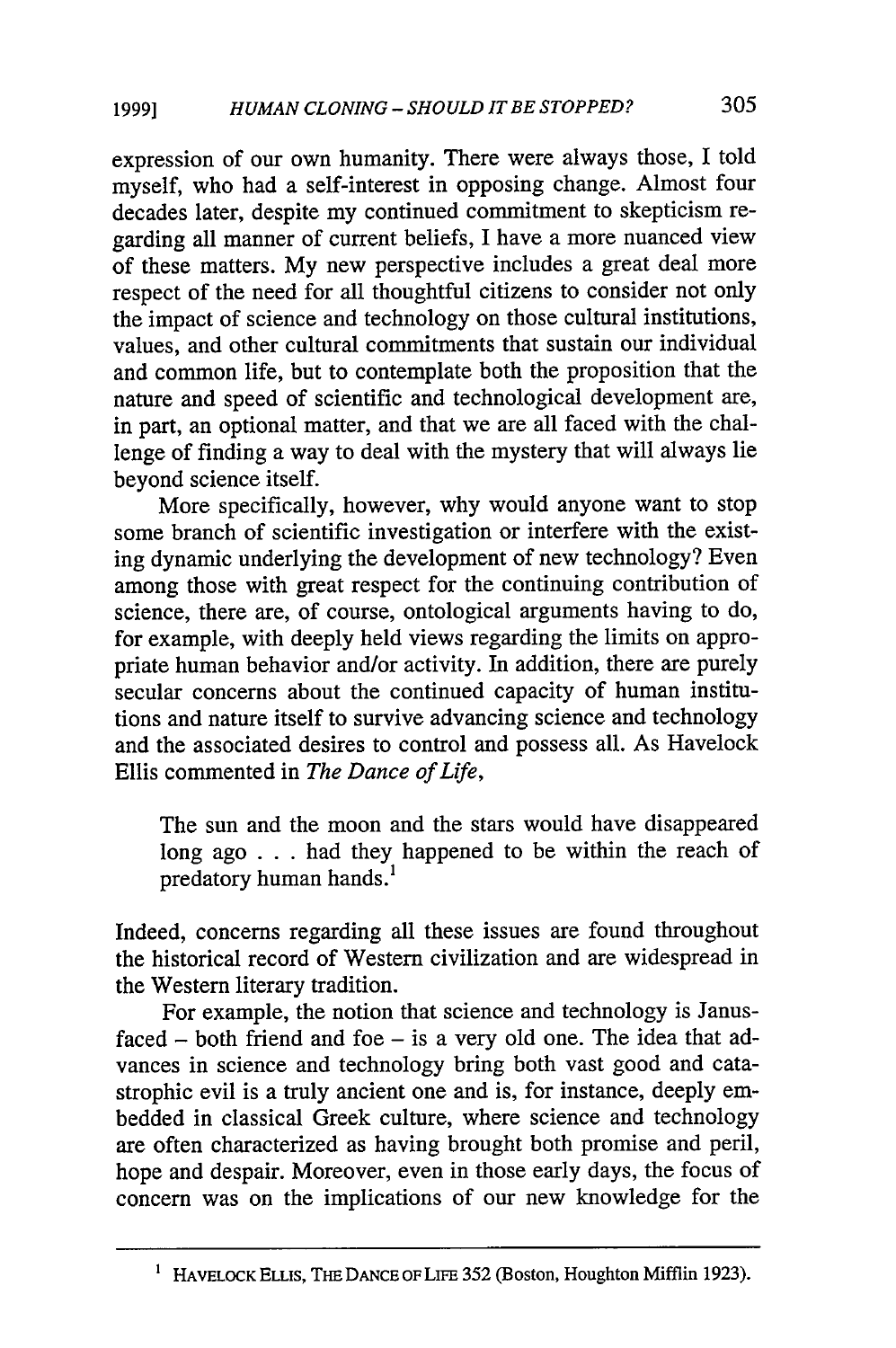expression of our own humanity. There were always those, I told myself, who had a self-interest in opposing change. Almost four decades later, despite my continued commitment to skepticism regarding all manner of current beliefs, I have a more nuanced view of these matters. My new perspective includes a great deal more respect of the need for all thoughtful citizens to consider not only the impact of science and technology on those cultural institutions, values, and other cultural commitments that sustain our individual and common life, but to contemplate both the proposition that the nature and speed of scientific and technological development are, in part, an optional matter, and that we are all faced with the challenge of finding a way to deal with the mystery that will always lie beyond science itself.

More specifically, however, why would anyone want to stop some branch of scientific investigation or interfere with the existing dynamic underlying the development of new technology? Even among those with great respect for the continuing contribution of science, there are, of course, ontological arguments having to do, for example, with deeply held views regarding the limits on appropriate human behavior and/or activity. In addition, there are purely secular concerns about the continued capacity of human institutions and nature itself to survive advancing science and technology and the associated desires to control and possess all. As Havelock Ellis commented in *The Dance of Life*,

> The sun and the moon and the stars would have disappeared long ago . . . had they happened to be within the reach of predatory human hands.[1]

Indeed, concerns regarding all these issues are found throughout the historical record of Western civilization and are widespread in the Western literary tradition.

For example, the notion that science and technology is Janus-faced – both friend and foe – is a very old one. The idea that advances in science and technology bring both vast good and catastrophic evil is a truly ancient one and is, for instance, deeply embedded in classical Greek culture, where science and technology are often characterized as having brought both promise and peril, hope and despair. Moreover, even in those early days, the focus of concern was on the implications of our new knowledge for the

---

[1] HAVELOCK ELLIS, THE DANCE OF LIFE 352 (Boston, Houghton Mifflin 1923).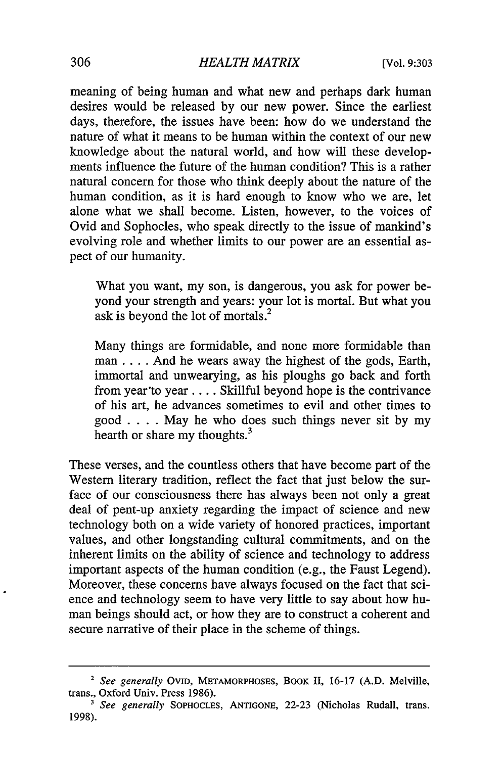meaning of being human and what new and perhaps dark human desires would be released by our new power. Since the earliest days, therefore, the issues have been: how do we understand the nature of what it means to be human within the context of our new knowledge about the natural world, and how will these developments influence the future of the human condition? This is a rather natural concern for those who think deeply about the nature of the human condition, as it is hard enough to know who we are, let alone what we shall become. Listen, however, to the voices of Ovid and Sophocles, who speak directly to the issue of mankind's evolving role and whether limits to our power are an essential aspect of our humanity.

> What you want, my son, is dangerous, you ask for power beyond your strength and years: your lot is mortal. But what you ask is beyond the lot of mortals.[2]
>
> Many things are formidable, and none more formidable than man . . . . And he wears away the highest of the gods, Earth, immortal and unwearying, as his ploughs go back and forth from year to year . . . . Skillful beyond hope is the contrivance of his art, he advances sometimes to evil and other times to good . . . . May he who does such things never sit by my hearth or share my thoughts.[3]

These verses, and the countless others that have become part of the Western literary tradition, reflect the fact that just below the surface of our consciousness there has always been not only a great deal of pent-up anxiety regarding the impact of science and new technology both on a wide variety of honored practices, important values, and other longstanding cultural commitments, and on the inherent limits on the ability of science and technology to address important aspects of the human condition (e.g., the Faust Legend). Moreover, these concerns have always focused on the fact that science and technology seem to have very little to say about how human beings should act, or how they are to construct a coherent and secure narrative of their place in the scheme of things.

---

[2] *See generally* OVID, METAMORPHOSES, BOOK II, 16-17 (A.D. Melville, trans., Oxford Univ. Press 1986).

[3] *See generally* SOPHOCLES, ANTIGONE, 22-23 (Nicholas Rudall, trans. 1998).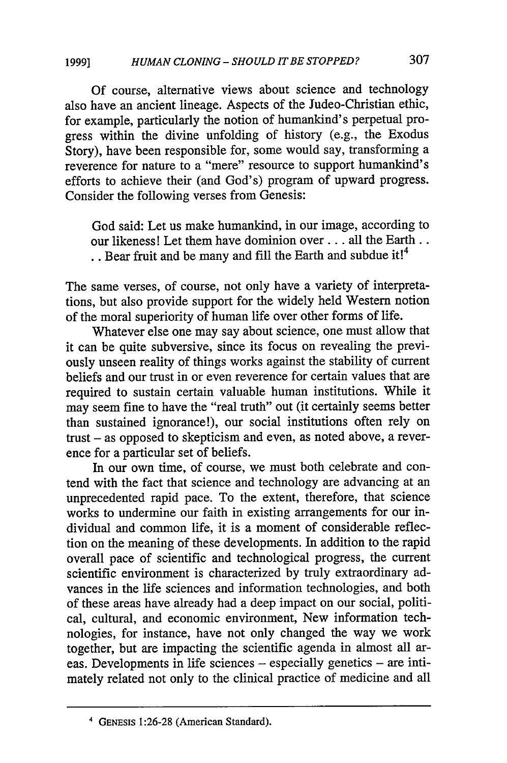Of course, alternative views about science and technology also have an ancient lineage. Aspects of the Judeo-Christian ethic, for example, particularly the notion of humankind's perpetual progress within the divine unfolding of history (e.g., the Exodus Story), have been responsible for, some would say, transforming a reverence for nature to a "mere" resource to support humankind's efforts to achieve their (and God's) program of upward progress. Consider the following verses from Genesis:

> God said: Let us make humankind, in our image, according to our likeness! Let them have dominion over . . . all the Earth . . . . Bear fruit and be many and fill the Earth and subdue it![4]

The same verses, of course, not only have a variety of interpretations, but also provide support for the widely held Western notion of the moral superiority of human life over other forms of life.

Whatever else one may say about science, one must allow that it can be quite subversive, since its focus on revealing the previously unseen reality of things works against the stability of current beliefs and our trust in or even reverence for certain values that are required to sustain certain valuable human institutions. While it may seem fine to have the "real truth" out (it certainly seems better than sustained ignorance!), our social institutions often rely on trust – as opposed to skepticism and even, as noted above, a reverence for a particular set of beliefs.

In our own time, of course, we must both celebrate and contend with the fact that science and technology are advancing at an unprecedented rapid pace. To the extent, therefore, that science works to undermine our faith in existing arrangements for our individual and common life, it is a moment of considerable reflection on the meaning of these developments. In addition to the rapid overall pace of scientific and technological progress, the current scientific environment is characterized by truly extraordinary advances in the life sciences and information technologies, and both of these areas have already had a deep impact on our social, political, cultural, and economic environment, New information technologies, for instance, have not only changed the way we work together, but are impacting the scientific agenda in almost all areas. Developments in life sciences – especially genetics – are intimately related not only to the clinical practice of medicine and all

---

[4] GENESIS 1:26-28 (American Standard).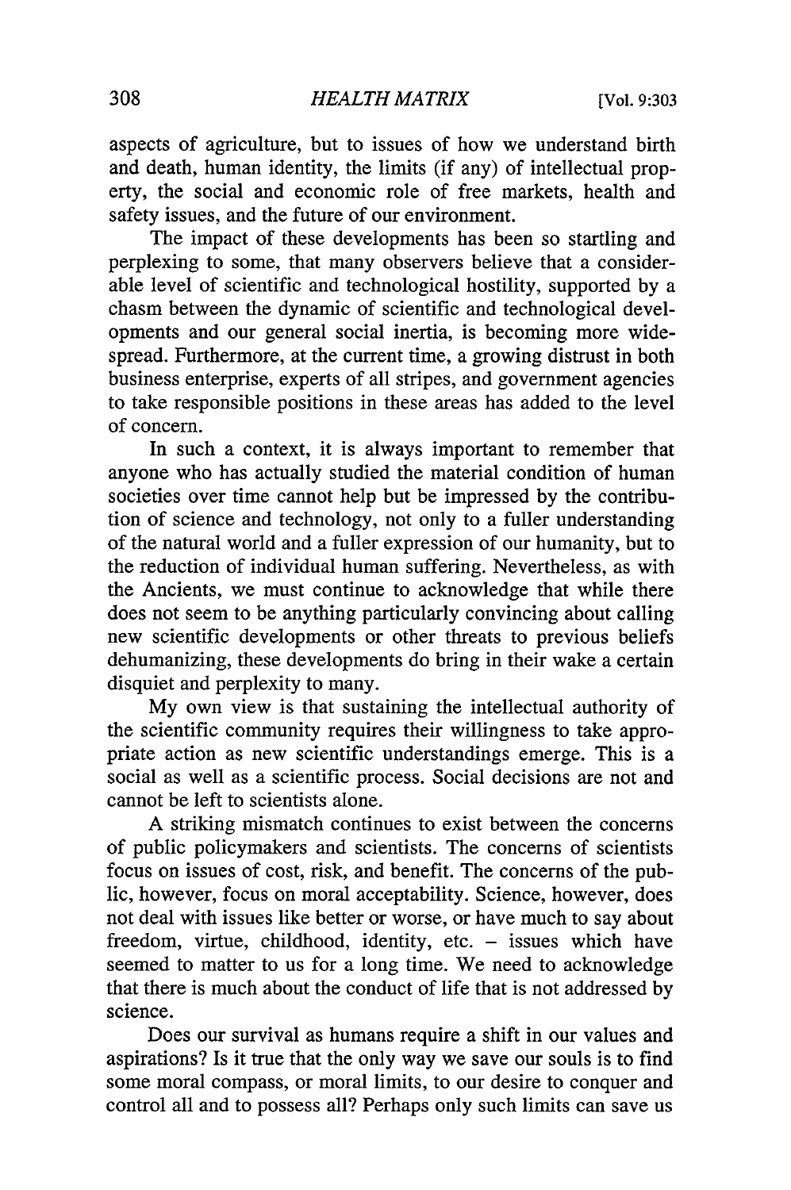aspects of agriculture, but to issues of how we understand birth and death, human identity, the limits (if any) of intellectual property, the social and economic role of free markets, health and safety issues, and the future of our environment.

The impact of these developments has been so startling and perplexing to some, that many observers believe that a considerable level of scientific and technological hostility, supported by a chasm between the dynamic of scientific and technological developments and our general social inertia, is becoming more widespread. Furthermore, at the current time, a growing distrust in both business enterprise, experts of all stripes, and government agencies to take responsible positions in these areas has added to the level of concern.

In such a context, it is always important to remember that anyone who has actually studied the material condition of human societies over time cannot help but be impressed by the contribution of science and technology, not only to a fuller understanding of the natural world and a fuller expression of our humanity, but to the reduction of individual human suffering. Nevertheless, as with the Ancients, we must continue to acknowledge that while there does not seem to be anything particularly convincing about calling new scientific developments or other threats to previous beliefs dehumanizing, these developments do bring in their wake a certain disquiet and perplexity to many.

My own view is that sustaining the intellectual authority of the scientific community requires their willingness to take appropriate action as new scientific understandings emerge. This is a social as well as a scientific process. Social decisions are not and cannot be left to scientists alone.

A striking mismatch continues to exist between the concerns of public policymakers and scientists. The concerns of scientists focus on issues of cost, risk, and benefit. The concerns of the public, however, focus on moral acceptability. Science, however, does not deal with issues like better or worse, or have much to say about freedom, virtue, childhood, identity, etc. – issues which have seemed to matter to us for a long time. We need to acknowledge that there is much about the conduct of life that is not addressed by science.

Does our survival as humans require a shift in our values and aspirations? Is it true that the only way we save our souls is to find some moral compass, or moral limits, to our desire to conquer and control all and to possess all? Perhaps only such limits can save us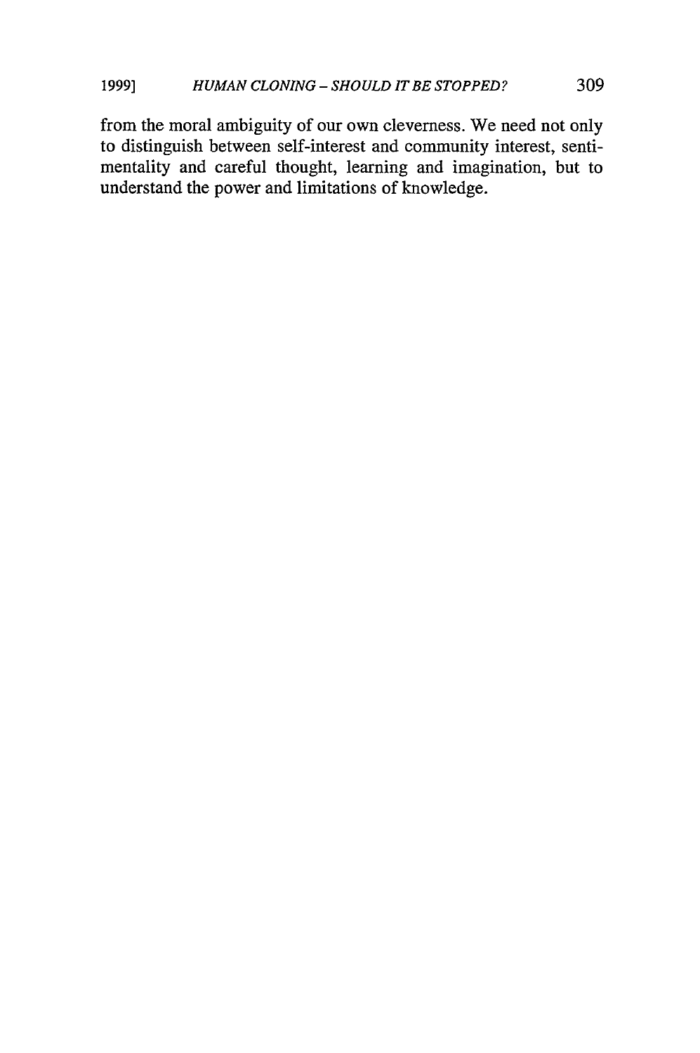from the moral ambiguity of our own cleverness. We need not only to distinguish between self-interest and community interest, sentimentality and careful thought, learning and imagination, but to understand the power and limitations of knowledge.